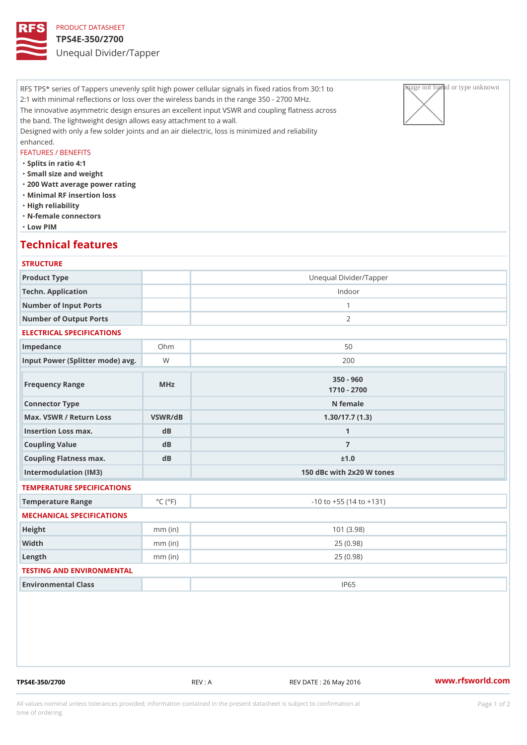PRODUCT DATASHEET

# TPS4E-350/2700

Unequal Divider/Tapper

RFS TPS* series of Tappers unevenly split high power cellular signals in fixed ratios from 30:1 to 2:1 with minimal reflections or loss over the wireless bands in the range 350 - 2700 MHz.
The innovative asymmetric design ensures an excellent input VSWR and coupling flatness across the band. The lightweight design allows easy attachment to a wall.
Designed with only a few solder joints and an air dielectric, loss is minimized and reliability enhanced.

FEATURES / BENEFITS

- Splits in ratio 4:1
- Small size and weight
- 200 Watt average power rating
- Minimal RF insertion loss
- High reliability
- N-female connectors
- Low PIM

## Technical features

### STRUCTURE

| | | |
|---|---|---|
| Product Type | | Unequal Divider/Tapper |
| Techn. Application | | Indoor |
| Number of Input Ports | | 1 |
| Number of Output Ports | | 2 |

### ELECTRICAL SPECIFICATIONS

| | | |
|---|---|---|
| Impedance | Ohm | 50 |
| Input Power (Splitter mode) avg. | W | 200 |
| Frequency Range | MHz | 350 - 960<br>1710 - 2700 |
| Connector Type | | N female |
| Max. VSWR / Return Loss | VSWR/dB | 1.30/17.7 (1.3) |
| Insertion Loss max. | dB | 1 |
| Coupling Value | dB | 7 |
| Coupling Flatness max. | dB | ±1.0 |
| Intermodulation (IM3) | | 150 dBc with 2x20 W tones |

### TEMPERATURE SPECIFICATIONS

| | | |
|---|---|---|
| Temperature Range | °C (°F) | -10 to +55 (14 to +131) |

### MECHANICAL SPECIFICATIONS

| | | |
|---|---|---|
| Height | mm (in) | 101 (3.98) |
| Width | mm (in) | 25 (0.98) |
| Length | mm (in) | 25 (0.98) |

### TESTING AND ENVIRONMENTAL

| | | |
|---|---|---|
| Environmental Class | | IP65 |

TPS4E-350/2700 REV : A REV DATE : 26 May 2016 www.rfsworld.com

All values nominal unless tolerances provided; information contained in the present datasheet is subject to confirmation at time of ordering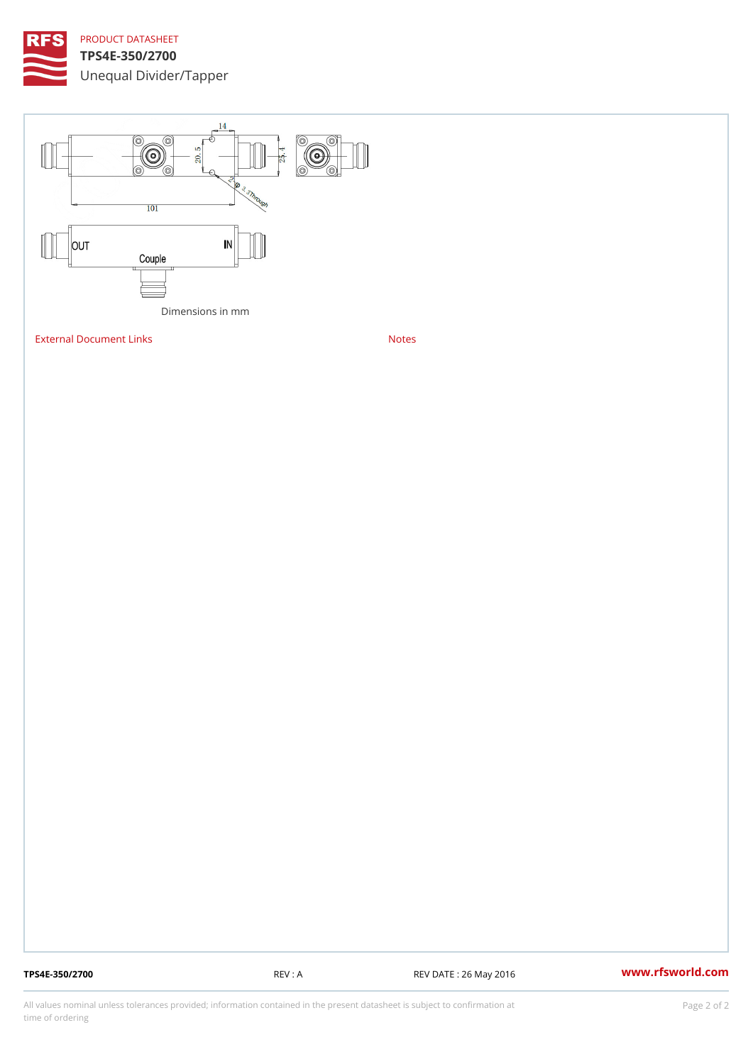PRODUCT DATASHEET

# TPS4E-350/2700

Unequal Divider/Tapper

14

20.5

25.4

2-Φ3.3Through

101

OUT

IN

Couple

Dimensions in mm

External Document Links

Notes

TPS4E-350/2700 REV : A REV DATE : 26 May 2016 www.rfsworld.com

All values nominal unless tolerances provided; information contained in the present datasheet is subject to confirmation at time of ordering